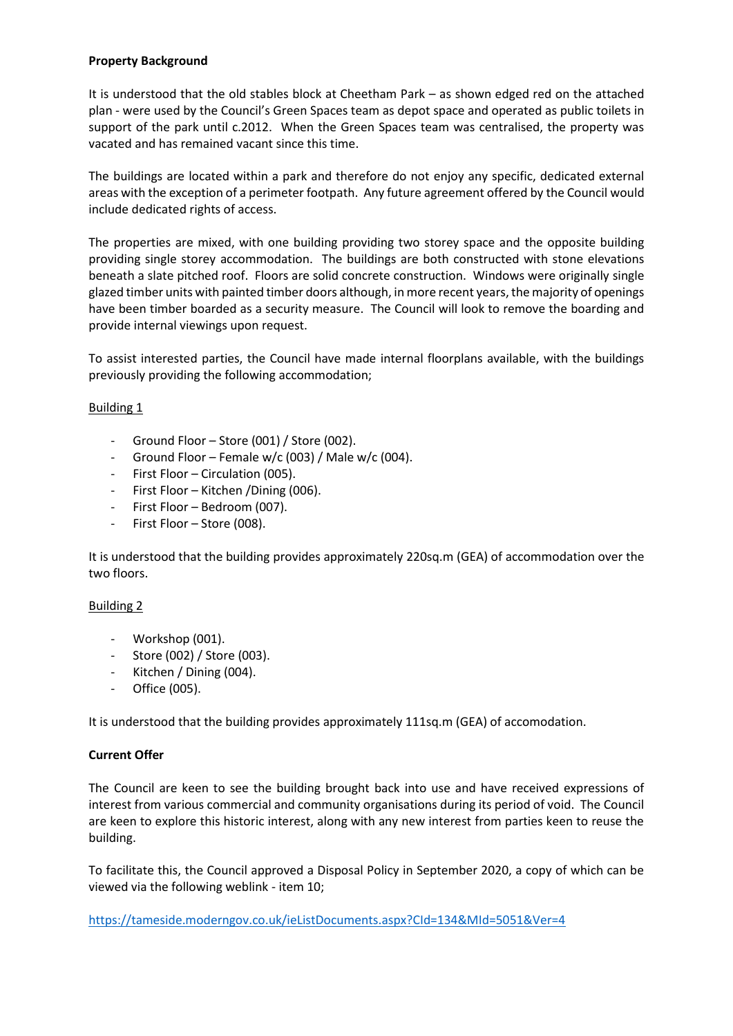**Property Background**

It is understood that the old stables block at Cheetham Park – as shown edged red on the attached plan - were used by the Council's Green Spaces team as depot space and operated as public toilets in support of the park until c.2012. When the Green Spaces team was centralised, the property was vacated and has remained vacant since this time.

The buildings are located within a park and therefore do not enjoy any specific, dedicated external areas with the exception of a perimeter footpath. Any future agreement offered by the Council would include dedicated rights of access.

The properties are mixed, with one building providing two storey space and the opposite building providing single storey accommodation. The buildings are both constructed with stone elevations beneath a slate pitched roof. Floors are solid concrete construction. Windows were originally single glazed timber units with painted timber doors although, in more recent years, the majority of openings have been timber boarded as a security measure. The Council will look to remove the boarding and provide internal viewings upon request.

To assist interested parties, the Council have made internal floorplans available, with the buildings previously providing the following accommodation;

<u>Building 1</u>

- Ground Floor – Store (001) / Store (002).
- Ground Floor – Female w/c (003) / Male w/c (004).
- First Floor – Circulation (005).
- First Floor – Kitchen /Dining (006).
- First Floor – Bedroom (007).
- First Floor – Store (008).

It is understood that the building provides approximately 220sq.m (GEA) of accommodation over the two floors.

<u>Building 2</u>

- Workshop (001).
- Store (002) / Store (003).
- Kitchen / Dining (004).
- Office (005).

It is understood that the building provides approximately 111sq.m (GEA) of accomodation.

**Current Offer**

The Council are keen to see the building brought back into use and have received expressions of interest from various commercial and community organisations during its period of void. The Council are keen to explore this historic interest, along with any new interest from parties keen to reuse the building.

To facilitate this, the Council approved a Disposal Policy in September 2020, a copy of which can be viewed via the following weblink - item 10;

https://tameside.moderngov.co.uk/ieListDocuments.aspx?CId=134&MId=5051&Ver=4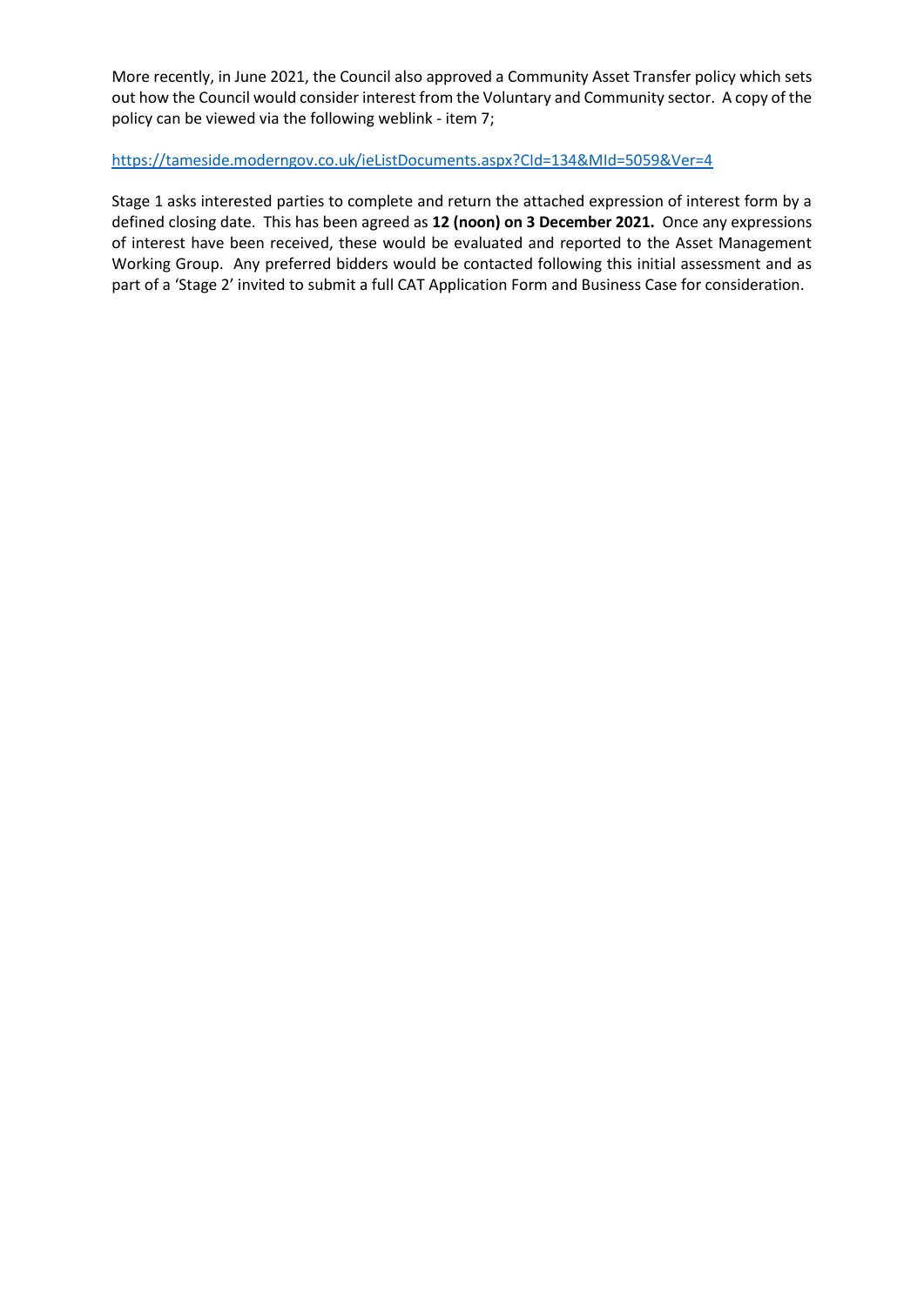More recently, in June 2021, the Council also approved a Community Asset Transfer policy which sets out how the Council would consider interest from the Voluntary and Community sector. A copy of the policy can be viewed via the following weblink - item 7;

https://tameside.moderngov.co.uk/ieListDocuments.aspx?CId=134&MId=5059&Ver=4

Stage 1 asks interested parties to complete and return the attached expression of interest form by a defined closing date. This has been agreed as **12 (noon) on 3 December 2021.** Once any expressions of interest have been received, these would be evaluated and reported to the Asset Management Working Group. Any preferred bidders would be contacted following this initial assessment and as part of a 'Stage 2' invited to submit a full CAT Application Form and Business Case for consideration.